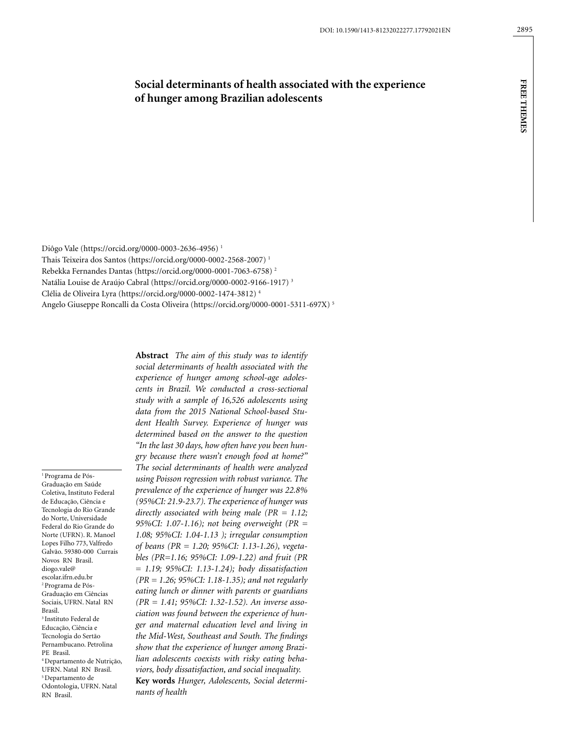# Social determinants of health associated with the experience of hunger among Brazilian adolescents

Diôgo Vale (https://orcid.org/0000-0003-2636-4956) [1]
Thais Teixeira dos Santos (https://orcid.org/0000-0002-2568-2007) [1]
Rebekka Fernandes Dantas (https://orcid.org/0000-0001-7063-6758) [2]
Natália Louise de Araújo Cabral (https://orcid.org/0000-0002-9166-1917) [3]
Clélia de Oliveira Lyra (https://orcid.org/0000-0002-1474-3812) [4]
Angelo Giuseppe Roncalli da Costa Oliveira (https://orcid.org/0000-0001-5311-697X) [5]

[1] Programa de Pós-Graduação em Saúde Coletiva, Instituto Federal de Educação, Ciência e Tecnologia do Rio Grande do Norte, Universidade Federal do Rio Grande do Norte (UFRN). R. Manoel Lopes Filho 773, Valfredo Galvão. 59380-000 Currais Novos RN Brasil. diogo.vale@escolar.ifrn.edu.br
[2] Programa de Pós-Graduação em Ciências Sociais, UFRN. Natal RN Brasil.
[3] Instituto Federal de Educação, Ciência e Tecnologia do Sertão Pernambucano. Petrolina PE Brasil.
[4] Departamento de Nutrição, UFRN. Natal RN Brasil.
[5] Departamento de Odontologia, UFRN. Natal RN Brasil.

**Abstract** *The aim of this study was to identify social determinants of health associated with the experience of hunger among school-age adolescents in Brazil. We conducted a cross-sectional study with a sample of 16,526 adolescents using data from the 2015 National School-based Student Health Survey. Experience of hunger was determined based on the answer to the question "In the last 30 days, how often have you been hungry because there wasn't enough food at home?" The social determinants of health were analyzed using Poisson regression with robust variance. The prevalence of the experience of hunger was 22.8% (95%CI: 21.9-23.7). The experience of hunger was directly associated with being male (PR = 1.12; 95%CI: 1.07-1.16); not being overweight (PR = 1.08; 95%CI: 1.04-1.13 ); irregular consumption of beans (PR = 1.20; 95%CI: 1.13-1.26), vegetables (PR=1.16; 95%CI: 1.09-1.22) and fruit (PR = 1.19; 95%CI: 1.13-1.24); body dissatisfaction (PR = 1.26; 95%CI: 1.18-1.35); and not regularly eating lunch or dinner with parents or guardians (PR = 1.41; 95%CI: 1.32-1.52). An inverse association was found between the experience of hunger and maternal education level and living in the Mid-West, Southeast and South. The findings show that the experience of hunger among Brazilian adolescents coexists with risky eating behaviors, body dissatisfaction, and social inequality.*

**Key words** *Hunger, Adolescents, Social determinants of health*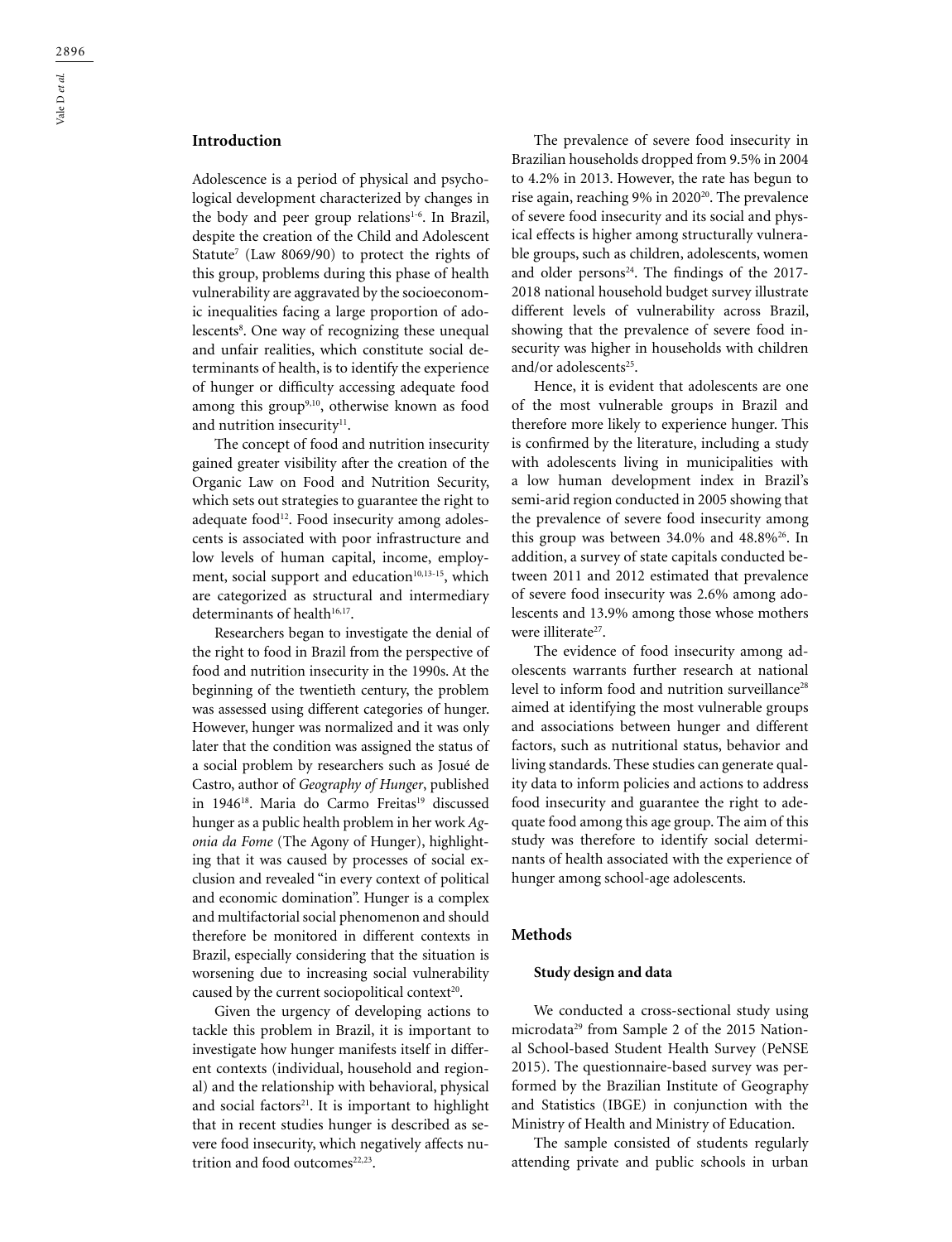## Introduction

Adolescence is a period of physical and psychological development characterized by changes in the body and peer group relations[1-6]. In Brazil, despite the creation of the Child and Adolescent Statute[7] (Law 8069/90) to protect the rights of this group, problems during this phase of health vulnerability are aggravated by the socioeconomic inequalities facing a large proportion of adolescents[8]. One way of recognizing these unequal and unfair realities, which constitute social determinants of health, is to identify the experience of hunger or difficulty accessing adequate food among this group[9,10], otherwise known as food and nutrition insecurity[11].

The concept of food and nutrition insecurity gained greater visibility after the creation of the Organic Law on Food and Nutrition Security, which sets out strategies to guarantee the right to adequate food[12]. Food insecurity among adolescents is associated with poor infrastructure and low levels of human capital, income, employment, social support and education[10,13-15], which are categorized as structural and intermediary determinants of health[16,17].

Researchers began to investigate the denial of the right to food in Brazil from the perspective of food and nutrition insecurity in the 1990s. At the beginning of the twentieth century, the problem was assessed using different categories of hunger. However, hunger was normalized and it was only later that the condition was assigned the status of a social problem by researchers such as Josué de Castro, author of *Geography of Hunger*, published in 1946[18]. Maria do Carmo Freitas[19] discussed hunger as a public health problem in her work *Agonia da Fome* (The Agony of Hunger), highlighting that it was caused by processes of social exclusion and revealed "in every context of political and economic domination". Hunger is a complex and multifactorial social phenomenon and should therefore be monitored in different contexts in Brazil, especially considering that the situation is worsening due to increasing social vulnerability caused by the current sociopolitical context[20].

Given the urgency of developing actions to tackle this problem in Brazil, it is important to investigate how hunger manifests itself in different contexts (individual, household and regional) and the relationship with behavioral, physical and social factors[21]. It is important to highlight that in recent studies hunger is described as severe food insecurity, which negatively affects nutrition and food outcomes[22,23].

The prevalence of severe food insecurity in Brazilian households dropped from 9.5% in 2004 to 4.2% in 2013. However, the rate has begun to rise again, reaching 9% in 2020[20]. The prevalence of severe food insecurity and its social and physical effects is higher among structurally vulnerable groups, such as children, adolescents, women and older persons[24]. The findings of the 2017-2018 national household budget survey illustrate different levels of vulnerability across Brazil, showing that the prevalence of severe food insecurity was higher in households with children and/or adolescents[25].

Hence, it is evident that adolescents are one of the most vulnerable groups in Brazil and therefore more likely to experience hunger. This is confirmed by the literature, including a study with adolescents living in municipalities with a low human development index in Brazil's semi-arid region conducted in 2005 showing that the prevalence of severe food insecurity among this group was between 34.0% and 48.8%[26]. In addition, a survey of state capitals conducted between 2011 and 2012 estimated that prevalence of severe food insecurity was 2.6% among adolescents and 13.9% among those whose mothers were illiterate[27].

The evidence of food insecurity among adolescents warrants further research at national level to inform food and nutrition surveillance[28] aimed at identifying the most vulnerable groups and associations between hunger and different factors, such as nutritional status, behavior and living standards. These studies can generate quality data to inform policies and actions to address food insecurity and guarantee the right to adequate food among this age group. The aim of this study was therefore to identify social determinants of health associated with the experience of hunger among school-age adolescents.

## Methods

### Study design and data

We conducted a cross-sectional study using microdata[29] from Sample 2 of the 2015 National School-based Student Health Survey (PeNSE 2015). The questionnaire-based survey was performed by the Brazilian Institute of Geography and Statistics (IBGE) in conjunction with the Ministry of Health and Ministry of Education.

The sample consisted of students regularly attending private and public schools in urban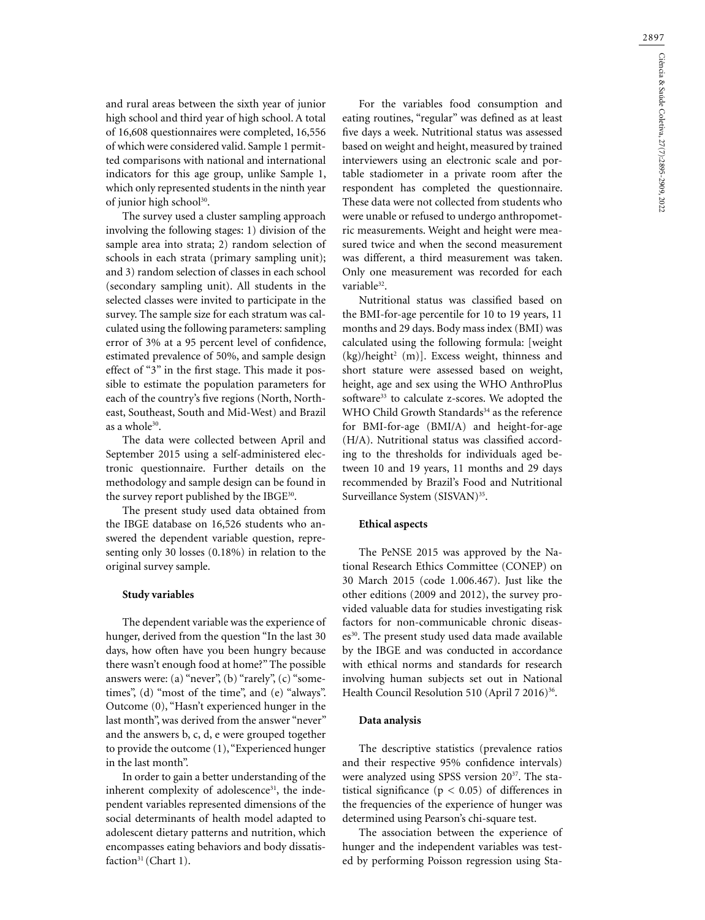and rural areas between the sixth year of junior high school and third year of high school. A total of 16,608 questionnaires were completed, 16,556 of which were considered valid. Sample 1 permitted comparisons with national and international indicators for this age group, unlike Sample 1, which only represented students in the ninth year of junior high school[30].

The survey used a cluster sampling approach involving the following stages: 1) division of the sample area into strata; 2) random selection of schools in each strata (primary sampling unit); and 3) random selection of classes in each school (secondary sampling unit). All students in the selected classes were invited to participate in the survey. The sample size for each stratum was calculated using the following parameters: sampling error of 3% at a 95 percent level of confidence, estimated prevalence of 50%, and sample design effect of "3" in the first stage. This made it possible to estimate the population parameters for each of the country's five regions (North, Northeast, Southeast, South and Mid-West) and Brazil as a whole[30].

The data were collected between April and September 2015 using a self-administered electronic questionnaire. Further details on the methodology and sample design can be found in the survey report published by the IBGE[30].

The present study used data obtained from the IBGE database on 16,526 students who answered the dependent variable question, representing only 30 losses (0.18%) in relation to the original survey sample.

#### Study variables

The dependent variable was the experience of hunger, derived from the question "In the last 30 days, how often have you been hungry because there wasn't enough food at home?" The possible answers were: (a) "never", (b) "rarely", (c) "sometimes", (d) "most of the time", and (e) "always". Outcome (0), "Hasn't experienced hunger in the last month", was derived from the answer "never" and the answers b, c, d, e were grouped together to provide the outcome (1), "Experienced hunger in the last month".

In order to gain a better understanding of the inherent complexity of adolescence[31], the independent variables represented dimensions of the social determinants of health model adapted to adolescent dietary patterns and nutrition, which encompasses eating behaviors and body dissatisfaction[31] (Chart 1).

For the variables food consumption and eating routines, "regular" was defined as at least five days a week. Nutritional status was assessed based on weight and height, measured by trained interviewers using an electronic scale and portable stadiometer in a private room after the respondent has completed the questionnaire. These data were not collected from students who were unable or refused to undergo anthropometric measurements. Weight and height were measured twice and when the second measurement was different, a third measurement was taken. Only one measurement was recorded for each variable[32].

Nutritional status was classified based on the BMI-for-age percentile for 10 to 19 years, 11 months and 29 days. Body mass index (BMI) was calculated using the following formula: [weight (kg)/height$^2$ (m)]. Excess weight, thinness and short stature were assessed based on weight, height, age and sex using the WHO AnthroPlus software[33] to calculate z-scores. We adopted the WHO Child Growth Standards[34] as the reference for BMI-for-age (BMI/A) and height-for-age (H/A). Nutritional status was classified according to the thresholds for individuals aged between 10 and 19 years, 11 months and 29 days recommended by Brazil's Food and Nutritional Surveillance System (SISVAN)[35].

#### Ethical aspects

The PeNSE 2015 was approved by the National Research Ethics Committee (CONEP) on 30 March 2015 (code 1.006.467). Just like the other editions (2009 and 2012), the survey provided valuable data for studies investigating risk factors for non-communicable chronic diseases[30]. The present study used data made available by the IBGE and was conducted in accordance with ethical norms and standards for research involving human subjects set out in National Health Council Resolution 510 (April 7 2016)[36].

#### Data analysis

The descriptive statistics (prevalence ratios and their respective 95% confidence intervals) were analyzed using SPSS version 20[37]. The statistical significance ($p < 0.05$) of differences in the frequencies of the experience of hunger was determined using Pearson's chi-square test.

The association between the experience of hunger and the independent variables was tested by performing Poisson regression using Sta-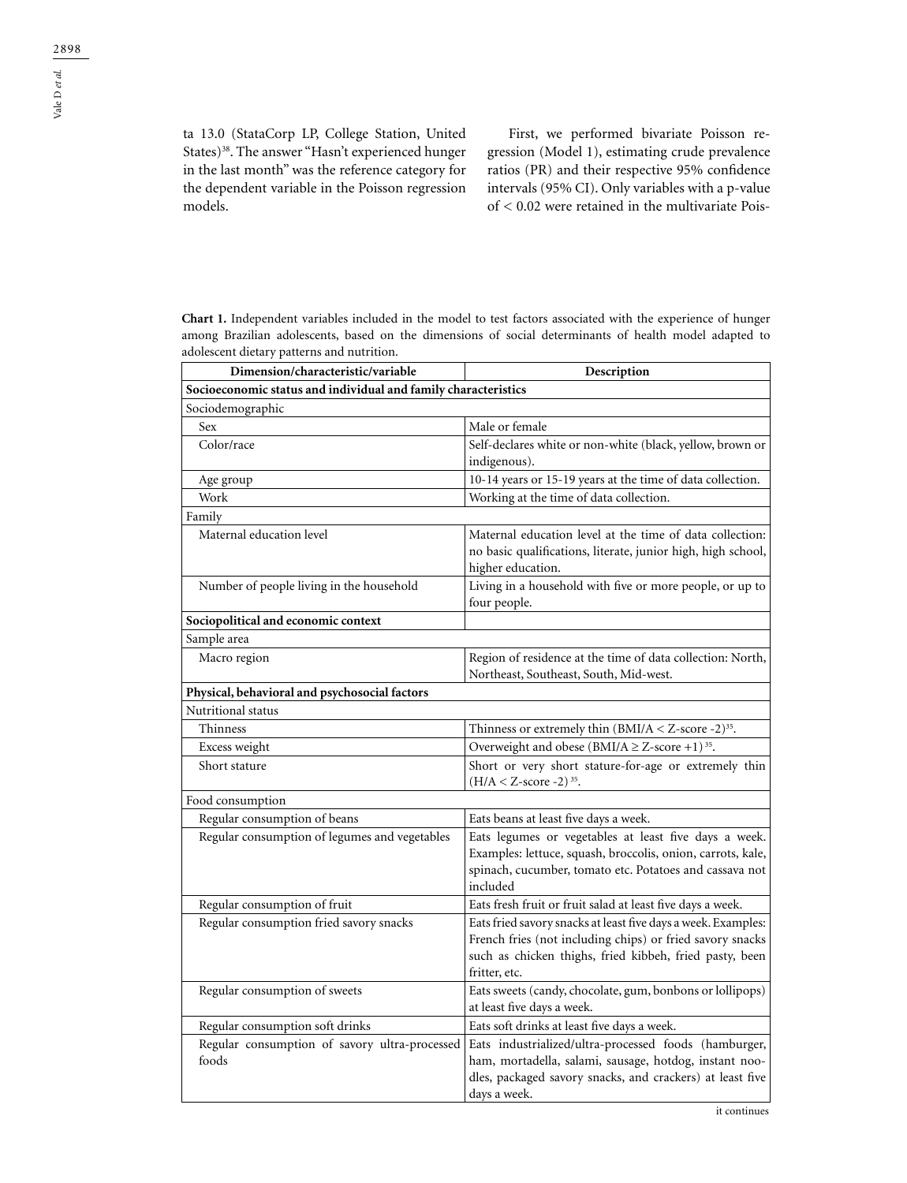ta 13.0 (StataCorp LP, College Station, United States)[38]. The answer "Hasn't experienced hunger in the last month" was the reference category for the dependent variable in the Poisson regression models.

First, we performed bivariate Poisson regression (Model 1), estimating crude prevalence ratios (PR) and their respective 95% confidence intervals (95% CI). Only variables with a p-value of < 0.02 were retained in the multivariate Pois-

**Chart 1.** Independent variables included in the model to test factors associated with the experience of hunger among Brazilian adolescents, based on the dimensions of social determinants of health model adapted to adolescent dietary patterns and nutrition.

| Dimension/characteristic/variable | Description |
|---|---|
| **Socioeconomic status and individual and family characteristics** | |
| Sociodemographic | |
| Sex | Male or female |
| Color/race | Self-declares white or non-white (black, yellow, brown or indigenous). |
| Age group | 10-14 years or 15-19 years at the time of data collection. |
| Work | Working at the time of data collection. |
| Family | |
| Maternal education level | Maternal education level at the time of data collection: no basic qualifications, literate, junior high, high school, higher education. |
| Number of people living in the household | Living in a household with five or more people, or up to four people. |
| **Sociopolitical and economic context** | |
| Sample area | |
| Macro region | Region of residence at the time of data collection: North, Northeast, Southeast, South, Mid-west. |
| **Physical, behavioral and psychosocial factors** | |
| Nutritional status | |
| Thinness | Thinness or extremely thin (BMI/A < Z-score -2)[35]. |
| Excess weight | Overweight and obese (BMI/A ≥ Z-score +1)[35]. |
| Short stature | Short or very short stature-for-age or extremely thin (H/A < Z-score -2)[35]. |
| Food consumption | |
| Regular consumption of beans | Eats beans at least five days a week. |
| Regular consumption of legumes and vegetables | Eats legumes or vegetables at least five days a week. Examples: lettuce, squash, broccolis, onion, carrots, kale, spinach, cucumber, tomato etc. Potatoes and cassava not included |
| Regular consumption of fruit | Eats fresh fruit or fruit salad at least five days a week. |
| Regular consumption fried savory snacks | Eats fried savory snacks at least five days a week. Examples: French fries (not including chips) or fried savory snacks such as chicken thighs, fried kibbeh, fried pasty, been fritter, etc. |
| Regular consumption of sweets | Eats sweets (candy, chocolate, gum, bonbons or lollipops) at least five days a week. |
| Regular consumption soft drinks | Eats soft drinks at least five days a week. |
| Regular consumption of savory ultra-processed foods | Eats industrialized/ultra-processed foods (hamburger, ham, mortadella, salami, sausage, hotdog, instant noodles, packaged savory snacks, and crackers) at least five days a week. |

it continues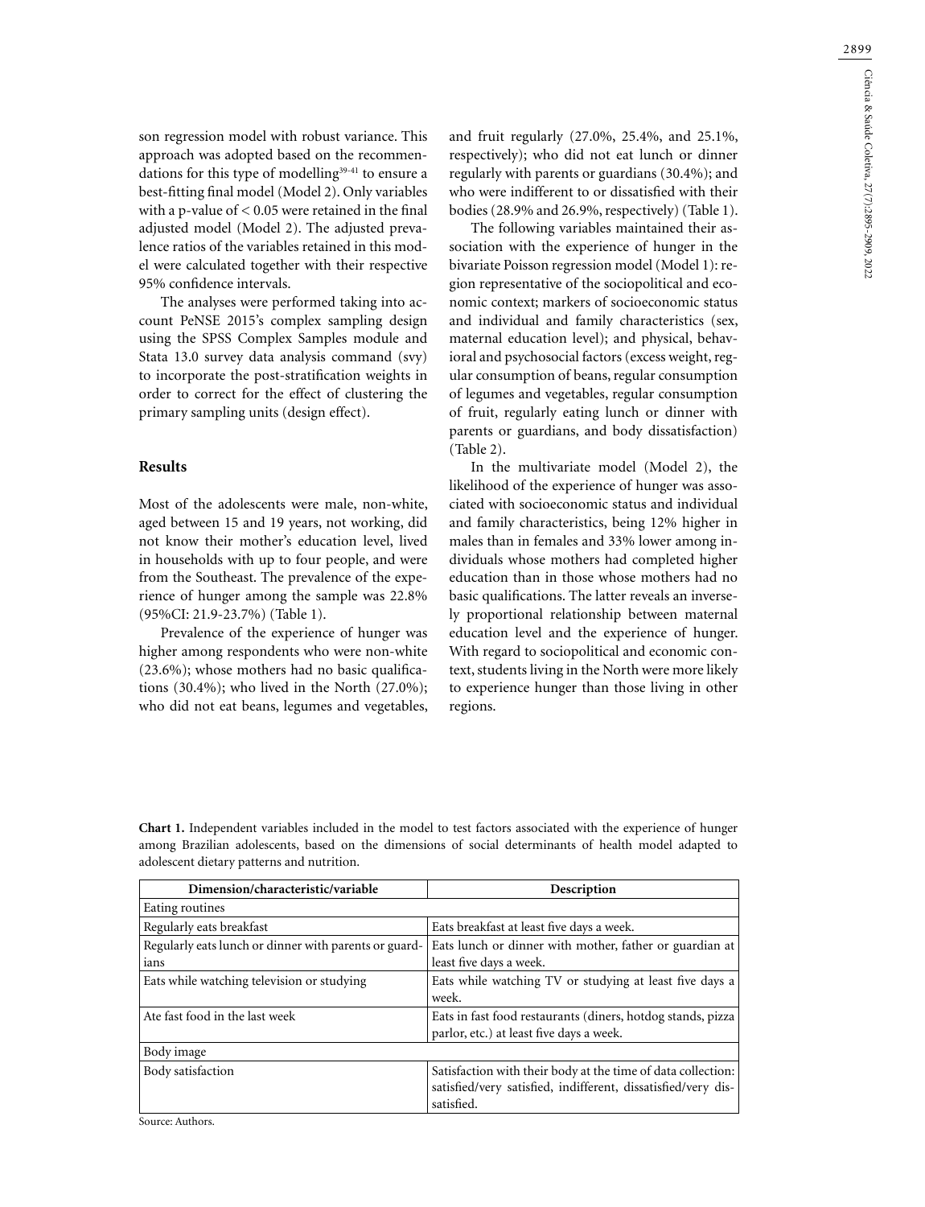son regression model with robust variance. This approach was adopted based on the recommendations for this type of modelling[39-41] to ensure a best-fitting final model (Model 2). Only variables with a p-value of < 0.05 were retained in the final adjusted model (Model 2). The adjusted prevalence ratios of the variables retained in this model were calculated together with their respective 95% confidence intervals.

The analyses were performed taking into account PeNSE 2015's complex sampling design using the SPSS Complex Samples module and Stata 13.0 survey data analysis command (svy) to incorporate the post-stratification weights in order to correct for the effect of clustering the primary sampling units (design effect).

## Results

Most of the adolescents were male, non-white, aged between 15 and 19 years, not working, did not know their mother's education level, lived in households with up to four people, and were from the Southeast. The prevalence of the experience of hunger among the sample was 22.8% (95%CI: 21.9-23.7%) (Table 1).

Prevalence of the experience of hunger was higher among respondents who were non-white (23.6%); whose mothers had no basic qualifications (30.4%); who lived in the North (27.0%); who did not eat beans, legumes and vegetables, and fruit regularly (27.0%, 25.4%, and 25.1%, respectively); who did not eat lunch or dinner regularly with parents or guardians (30.4%); and who were indifferent to or dissatisfied with their bodies (28.9% and 26.9%, respectively) (Table 1).

The following variables maintained their association with the experience of hunger in the bivariate Poisson regression model (Model 1): region representative of the sociopolitical and economic context; markers of socioeconomic status and individual and family characteristics (sex, maternal education level); and physical, behavioral and psychosocial factors (excess weight, regular consumption of beans, regular consumption of legumes and vegetables, regular consumption of fruit, regularly eating lunch or dinner with parents or guardians, and body dissatisfaction) (Table 2).

In the multivariate model (Model 2), the likelihood of the experience of hunger was associated with socioeconomic status and individual and family characteristics, being 12% higher in males than in females and 33% lower among individuals whose mothers had completed higher education than in those whose mothers had no basic qualifications. The latter reveals an inversely proportional relationship between maternal education level and the experience of hunger. With regard to sociopolitical and economic context, students living in the North were more likely to experience hunger than those living in other regions.

**Chart 1.** Independent variables included in the model to test factors associated with the experience of hunger among Brazilian adolescents, based on the dimensions of social determinants of health model adapted to adolescent dietary patterns and nutrition.

| Dimension/characteristic/variable | Description |
|---|---|
| Eating routines | |
| Regularly eats breakfast | Eats breakfast at least five days a week. |
| Regularly eats lunch or dinner with parents or guardians | Eats lunch or dinner with mother, father or guardian at least five days a week. |
| Eats while watching television or studying | Eats while watching TV or studying at least five days a week. |
| Ate fast food in the last week | Eats in fast food restaurants (diners, hotdog stands, pizza parlor, etc.) at least five days a week. |
| Body image | |
| Body satisfaction | Satisfaction with their body at the time of data collection: satisfied/very satisfied, indifferent, dissatisfied/very dissatisfied. |

Source: Authors.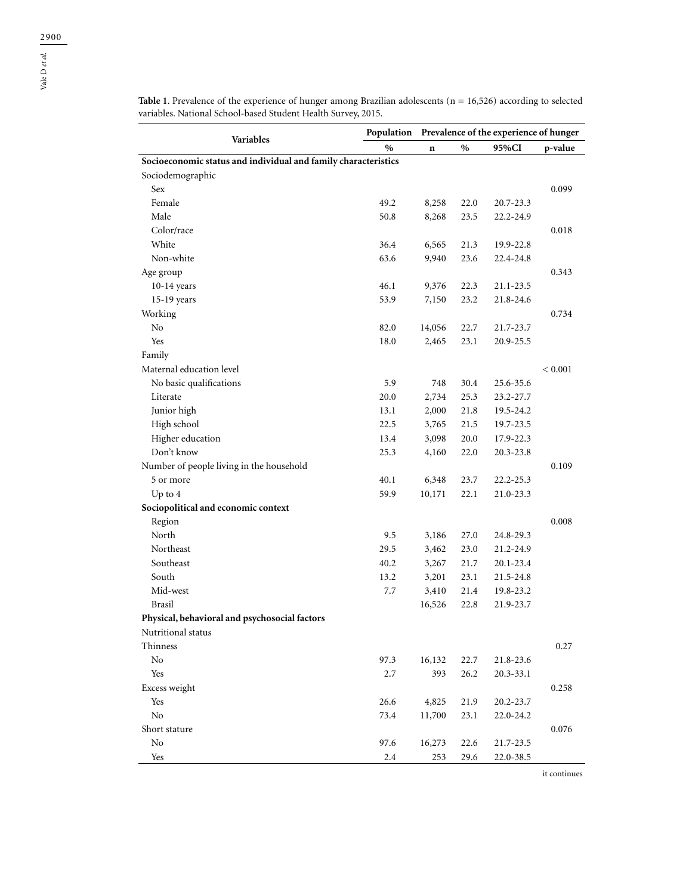**Table 1.** Prevalence of the experience of hunger among Brazilian adolescents (n = 16,526) according to selected variables. National School-based Student Health Survey, 2015.

| Variables | Population | Prevalence of the experience of hunger | | | |
|---|---|---|---|---|---|
| | % | n | % | 95%CI | p-value |
| **Socioeconomic status and individual and family characteristics** | | | | | |
| Sociodemographic | | | | | |
| Sex | | | | | 0.099 |
| Female | 49.2 | 8,258 | 22.0 | 20.7-23.3 | |
| Male | 50.8 | 8,268 | 23.5 | 22.2-24.9 | |
| Color/race | | | | | 0.018 |
| White | 36.4 | 6,565 | 21.3 | 19.9-22.8 | |
| Non-white | 63.6 | 9,940 | 23.6 | 22.4-24.8 | |
| Age group | | | | | 0.343 |
| 10-14 years | 46.1 | 9,376 | 22.3 | 21.1-23.5 | |
| 15-19 years | 53.9 | 7,150 | 23.2 | 21.8-24.6 | |
| Working | | | | | 0.734 |
| No | 82.0 | 14,056 | 22.7 | 21.7-23.7 | |
| Yes | 18.0 | 2,465 | 23.1 | 20.9-25.5 | |
| Family | | | | | |
| Maternal education level | | | | | < 0.001 |
| No basic qualifications | 5.9 | 748 | 30.4 | 25.6-35.6 | |
| Literate | 20.0 | 2,734 | 25.3 | 23.2-27.7 | |
| Junior high | 13.1 | 2,000 | 21.8 | 19.5-24.2 | |
| High school | 22.5 | 3,765 | 21.5 | 19.7-23.5 | |
| Higher education | 13.4 | 3,098 | 20.0 | 17.9-22.3 | |
| Don't know | 25.3 | 4,160 | 22.0 | 20.3-23.8 | |
| Number of people living in the household | | | | | 0.109 |
| 5 or more | 40.1 | 6,348 | 23.7 | 22.2-25.3 | |
| Up to 4 | 59.9 | 10,171 | 22.1 | 21.0-23.3 | |
| **Sociopolitical and economic context** | | | | | |
| Region | | | | | 0.008 |
| North | 9.5 | 3,186 | 27.0 | 24.8-29.3 | |
| Northeast | 29.5 | 3,462 | 23.0 | 21.2-24.9 | |
| Southeast | 40.2 | 3,267 | 21.7 | 20.1-23.4 | |
| South | 13.2 | 3,201 | 23.1 | 21.5-24.8 | |
| Mid-west | 7.7 | 3,410 | 21.4 | 19.8-23.2 | |
| Brasil | | 16,526 | 22.8 | 21.9-23.7 | |
| **Physical, behavioral and psychosocial factors** | | | | | |
| Nutritional status | | | | | |
| Thinness | | | | | 0.27 |
| No | 97.3 | 16,132 | 22.7 | 21.8-23.6 | |
| Yes | 2.7 | 393 | 26.2 | 20.3-33.1 | |
| Excess weight | | | | | 0.258 |
| Yes | 26.6 | 4,825 | 21.9 | 20.2-23.7 | |
| No | 73.4 | 11,700 | 23.1 | 22.0-24.2 | |
| Short stature | | | | | 0.076 |
| No | 97.6 | 16,273 | 22.6 | 21.7-23.5 | |
| Yes | 2.4 | 253 | 29.6 | 22.0-38.5 | |

it continues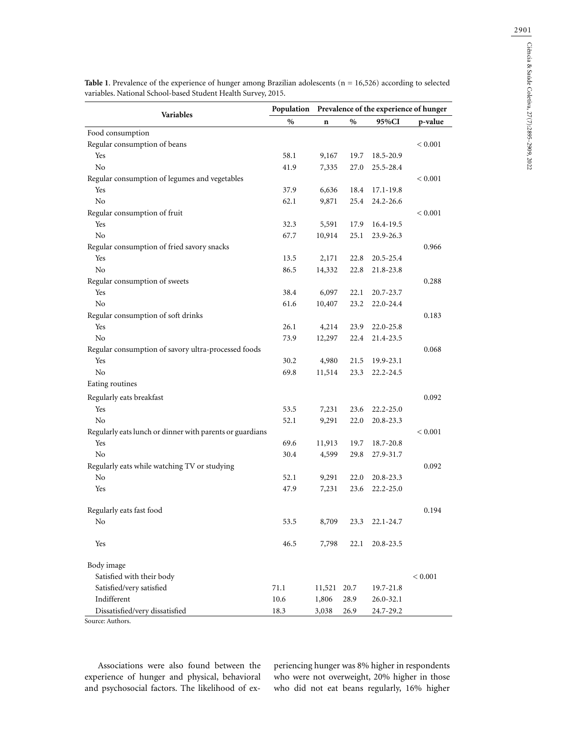**Table 1**. Prevalence of the experience of hunger among Brazilian adolescents (n = 16,526) according to selected variables. National School-based Student Health Survey, 2015.

| Variables | Population | Prevalence of the experience of hunger | | | |
|---|---|---|---|---|---|
| | % | n | % | 95%CI | p-value |
| Food consumption | | | | | |
| Regular consumption of beans | | | | | < 0.001 |
| Yes | 58.1 | 9,167 | 19.7 | 18.5-20.9 | |
| No | 41.9 | 7,335 | 27.0 | 25.5-28.4 | |
| Regular consumption of legumes and vegetables | | | | | < 0.001 |
| Yes | 37.9 | 6,636 | 18.4 | 17.1-19.8 | |
| No | 62.1 | 9,871 | 25.4 | 24.2-26.6 | |
| Regular consumption of fruit | | | | | < 0.001 |
| Yes | 32.3 | 5,591 | 17.9 | 16.4-19.5 | |
| No | 67.7 | 10,914 | 25.1 | 23.9-26.3 | |
| Regular consumption of fried savory snacks | | | | | 0.966 |
| Yes | 13.5 | 2,171 | 22.8 | 20.5-25.4 | |
| No | 86.5 | 14,332 | 22.8 | 21.8-23.8 | |
| Regular consumption of sweets | | | | | 0.288 |
| Yes | 38.4 | 6,097 | 22.1 | 20.7-23.7 | |
| No | 61.6 | 10,407 | 23.2 | 22.0-24.4 | |
| Regular consumption of soft drinks | | | | | 0.183 |
| Yes | 26.1 | 4,214 | 23.9 | 22.0-25.8 | |
| No | 73.9 | 12,297 | 22.4 | 21.4-23.5 | |
| Regular consumption of savory ultra-processed foods | | | | | 0.068 |
| Yes | 30.2 | 4,980 | 21.5 | 19.9-23.1 | |
| No | 69.8 | 11,514 | 23.3 | 22.2-24.5 | |
| Eating routines | | | | | |
| Regularly eats breakfast | | | | | 0.092 |
| Yes | 53.5 | 7,231 | 23.6 | 22.2-25.0 | |
| No | 52.1 | 9,291 | 22.0 | 20.8-23.3 | |
| Regularly eats lunch or dinner with parents or guardians | | | | | < 0.001 |
| Yes | 69.6 | 11,913 | 19.7 | 18.7-20.8 | |
| No | 30.4 | 4,599 | 29.8 | 27.9-31.7 | |
| Regularly eats while watching TV or studying | | | | | 0.092 |
| No | 52.1 | 9,291 | 22.0 | 20.8-23.3 | |
| Yes | 47.9 | 7,231 | 23.6 | 22.2-25.0 | |
| Regularly eats fast food | | | | | 0.194 |
| No | 53.5 | 8,709 | 23.3 | 22.1-24.7 | |
| Yes | 46.5 | 7,798 | 22.1 | 20.8-23.5 | |
| Body image | | | | | |
| Satisfied with their body | | | | | < 0.001 |
| Satisfied/very satisfied | 71.1 | 11,521 | 20.7 | 19.7-21.8 | |
| Indifferent | 10.6 | 1,806 | 28.9 | 26.0-32.1 | |
| Dissatisfied/very dissatisfied | 18.3 | 3,038 | 26.9 | 24.7-29.2 | |

Source: Authors.

Associations were also found between the experience of hunger and physical, behavioral and psychosocial factors. The likelihood of experiencing hunger was 8% higher in respondents who were not overweight, 20% higher in those who did not eat beans regularly, 16% higher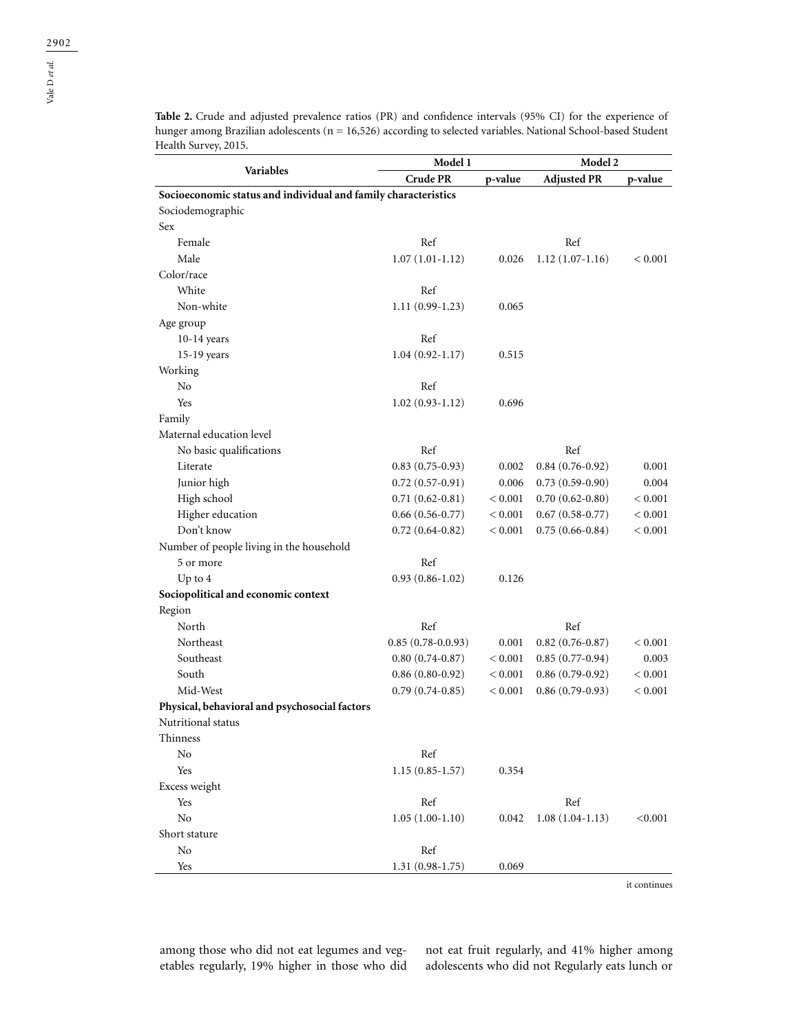**Table 2.** Crude and adjusted prevalence ratios (PR) and confidence intervals (95% CI) for the experience of hunger among Brazilian adolescents (n = 16,526) according to selected variables. National School-based Student Health Survey, 2015.

| Variables | Model 1 | | Model 2 | |
|---|---|---|---|---|
| | Crude PR | p-value | Adjusted PR | p-value |
| **Socioeconomic status and individual and family characteristics** | | | | |
| Sociodemographic | | | | |
| Sex | | | | |
| Female | Ref | | Ref | |
| Male | 1.07 (1.01-1.12) | 0.026 | 1.12 (1.07-1.16) | < 0.001 |
| Color/race | | | | |
| White | Ref | | | |
| Non-white | 1.11 (0.99-1.23) | 0.065 | | |
| Age group | | | | |
| 10-14 years | Ref | | | |
| 15-19 years | 1.04 (0.92-1.17) | 0.515 | | |
| Working | | | | |
| No | Ref | | | |
| Yes | 1.02 (0.93-1.12) | 0.696 | | |
| Family | | | | |
| Maternal education level | | | | |
| No basic qualifications | Ref | | Ref | |
| Literate | 0.83 (0.75-0.93) | 0.002 | 0.84 (0.76-0.92) | 0.001 |
| Junior high | 0.72 (0.57-0.91) | 0.006 | 0.73 (0.59-0.90) | 0.004 |
| High school | 0.71 (0.62-0.81) | < 0.001 | 0.70 (0.62-0.80) | < 0.001 |
| Higher education | 0.66 (0.56-0.77) | < 0.001 | 0.67 (0.58-0.77) | < 0.001 |
| Don't know | 0.72 (0.64-0.82) | < 0.001 | 0.75 (0.66-0.84) | < 0.001 |
| Number of people living in the household | | | | |
| 5 or more | Ref | | | |
| Up to 4 | 0.93 (0.86-1.02) | 0.126 | | |
| **Sociopolitical and economic context** | | | | |
| Region | | | | |
| North | Ref | | Ref | |
| Northeast | 0.85 (0.78-0.0.93) | 0.001 | 0.82 (0.76-0.87) | < 0.001 |
| Southeast | 0.80 (0.74-0.87) | < 0.001 | 0.85 (0.77-0.94) | 0.003 |
| South | 0.86 (0.80-0.92) | < 0.001 | 0.86 (0.79-0.92) | < 0.001 |
| Mid-West | 0.79 (0.74-0.85) | < 0.001 | 0.86 (0.79-0.93) | < 0.001 |
| **Physical, behavioral and psychosocial factors** | | | | |
| Nutritional status | | | | |
| Thinness | | | | |
| No | Ref | | | |
| Yes | 1.15 (0.85-1.57) | 0.354 | | |
| Excess weight | | | | |
| Yes | Ref | | Ref | |
| No | 1.05 (1.00-1.10) | 0.042 | 1.08 (1.04-1.13) | <0.001 |
| Short stature | | | | |
| No | Ref | | | |
| Yes | 1.31 (0.98-1.75) | 0.069 | | |

it continues

among those who did not eat legumes and vegetables regularly, 19% higher in those who did not eat fruit regularly, and 41% higher among adolescents who did not Regularly eats lunch or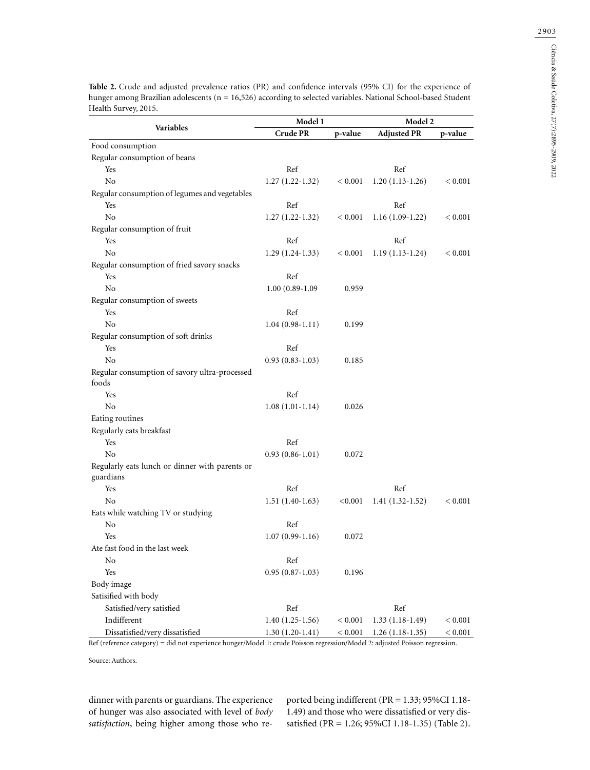**Table 2.** Crude and adjusted prevalence ratios (PR) and confidence intervals (95% CI) for the experience of hunger among Brazilian adolescents (n = 16,526) according to selected variables. National School-based Student Health Survey, 2015.

| Variables | Model 1 | | Model 2 | |
|---|---|---|---|---|
| | Crude PR | p-value | Adjusted PR | p-value |
| Food consumption | | | | |
| Regular consumption of beans | | | | |
| Yes | Ref | | Ref | |
| No | 1.27 (1.22-1.32) | < 0.001 | 1.20 (1.13-1.26) | < 0.001 |
| Regular consumption of legumes and vegetables | | | | |
| Yes | Ref | | Ref | |
| No | 1.27 (1.22-1.32) | < 0.001 | 1.16 (1.09-1.22) | < 0.001 |
| Regular consumption of fruit | | | | |
| Yes | Ref | | Ref | |
| No | 1.29 (1.24-1.33) | < 0.001 | 1.19 (1.13-1.24) | < 0.001 |
| Regular consumption of fried savory snacks | | | | |
| Yes | Ref | | | |
| No | 1.00 (0.89-1.09 | 0.959 | | |
| Regular consumption of sweets | | | | |
| Yes | Ref | | | |
| No | 1.04 (0.98-1.11) | 0.199 | | |
| Regular consumption of soft drinks | | | | |
| Yes | Ref | | | |
| No | 0.93 (0.83-1.03) | 0.185 | | |
| Regular consumption of savory ultra-processed foods | | | | |
| Yes | Ref | | | |
| No | 1.08 (1.01-1.14) | 0.026 | | |
| Eating routines | | | | |
| Regularly eats breakfast | | | | |
| Yes | Ref | | | |
| No | 0.93 (0.86-1.01) | 0.072 | | |
| Regularly eats lunch or dinner with parents or guardians | | | | |
| Yes | Ref | | Ref | |
| No | 1.51 (1.40-1.63) | <0.001 | 1.41 (1.32-1.52) | < 0.001 |
| Eats while watching TV or studying | | | | |
| No | Ref | | | |
| Yes | 1.07 (0.99-1.16) | 0.072 | | |
| Ate fast food in the last week | | | | |
| No | Ref | | | |
| Yes | 0.95 (0.87-1.03) | 0.196 | | |
| Body image | | | | |
| Satisified with body | | | | |
| Satisfied/very satisfied | Ref | | Ref | |
| Indifferent | 1.40 (1.25-1.56) | < 0.001 | 1.33 (1.18-1.49) | < 0.001 |
| Dissatisfied/very dissatisfied | 1.30 (1.20-1.41) | < 0.001 | 1.26 (1.18-1.35) | < 0.001 |

Ref (reference category) = did not experience hunger/Model 1: crude Poisson regression/Model 2: adjusted Poisson regression.

Source: Authors.

dinner with parents or guardians. The experience of hunger was also associated with level of *body satisfaction*, being higher among those who reported being indifferent (PR = 1.33; 95%CI 1.18-1.49) and those who were dissatisfied or very dissatisfied (PR = 1.26; 95%CI 1.18-1.35) (Table 2).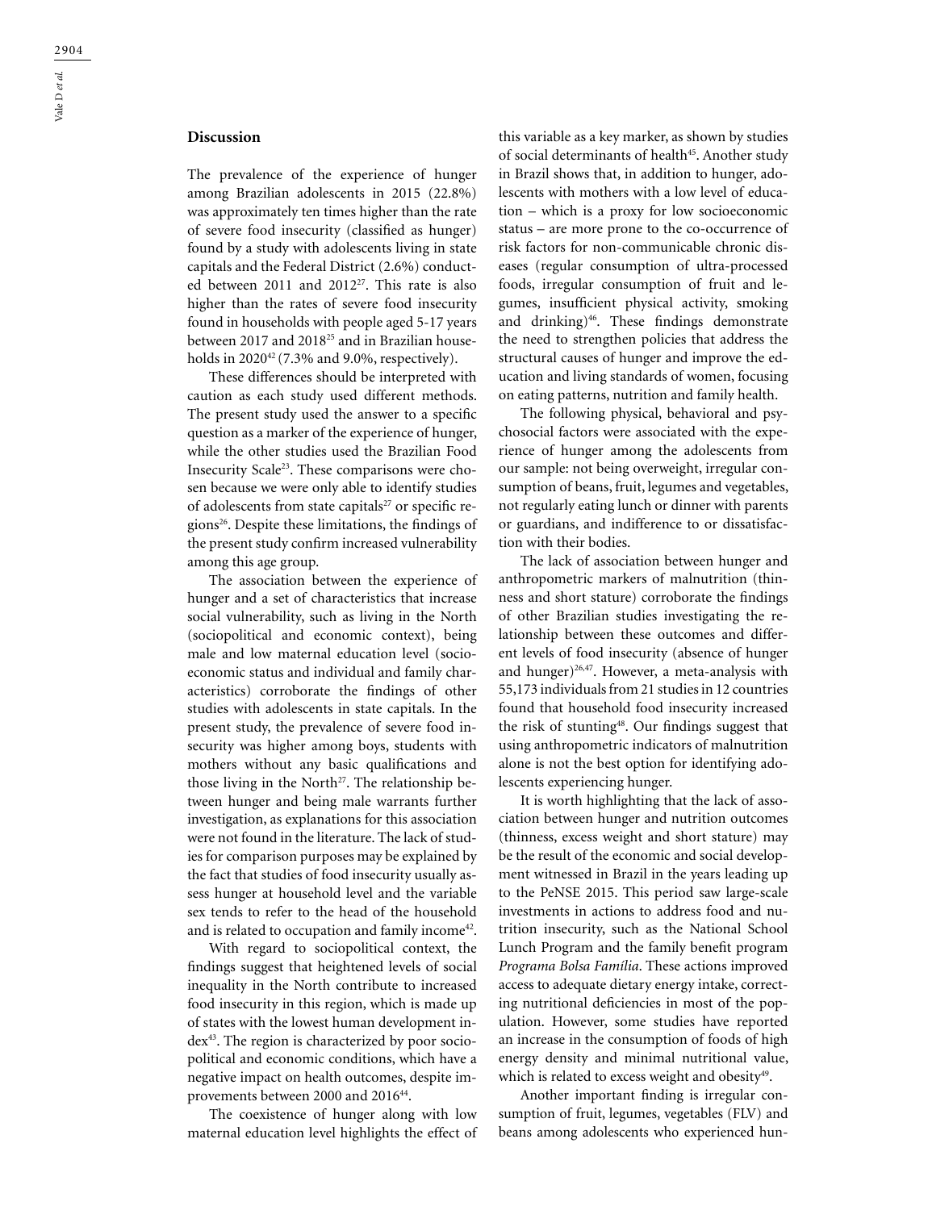## Discussion

The prevalence of the experience of hunger among Brazilian adolescents in 2015 (22.8%) was approximately ten times higher than the rate of severe food insecurity (classified as hunger) found by a study with adolescents living in state capitals and the Federal District (2.6%) conducted between 2011 and 2012[27]. This rate is also higher than the rates of severe food insecurity found in households with people aged 5-17 years between 2017 and 2018[25] and in Brazilian households in 2020[42] (7.3% and 9.0%, respectively).

These differences should be interpreted with caution as each study used different methods. The present study used the answer to a specific question as a marker of the experience of hunger, while the other studies used the Brazilian Food Insecurity Scale[23]. These comparisons were chosen because we were only able to identify studies of adolescents from state capitals[27] or specific regions[26]. Despite these limitations, the findings of the present study confirm increased vulnerability among this age group.

The association between the experience of hunger and a set of characteristics that increase social vulnerability, such as living in the North (sociopolitical and economic context), being male and low maternal education level (socioeconomic status and individual and family characteristics) corroborate the findings of other studies with adolescents in state capitals. In the present study, the prevalence of severe food insecurity was higher among boys, students with mothers without any basic qualifications and those living in the North[27]. The relationship between hunger and being male warrants further investigation, as explanations for this association were not found in the literature. The lack of studies for comparison purposes may be explained by the fact that studies of food insecurity usually assess hunger at household level and the variable sex tends to refer to the head of the household and is related to occupation and family income[42].

With regard to sociopolitical context, the findings suggest that heightened levels of social inequality in the North contribute to increased food insecurity in this region, which is made up of states with the lowest human development index[43]. The region is characterized by poor sociopolitical and economic conditions, which have a negative impact on health outcomes, despite improvements between 2000 and 2016[44].

The coexistence of hunger along with low maternal education level highlights the effect of this variable as a key marker, as shown by studies of social determinants of health[45]. Another study in Brazil shows that, in addition to hunger, adolescents with mothers with a low level of education – which is a proxy for low socioeconomic status – are more prone to the co-occurrence of risk factors for non-communicable chronic diseases (regular consumption of ultra-processed foods, irregular consumption of fruit and legumes, insufficient physical activity, smoking and drinking)[46]. These findings demonstrate the need to strengthen policies that address the structural causes of hunger and improve the education and living standards of women, focusing on eating patterns, nutrition and family health.

The following physical, behavioral and psychosocial factors were associated with the experience of hunger among the adolescents from our sample: not being overweight, irregular consumption of beans, fruit, legumes and vegetables, not regularly eating lunch or dinner with parents or guardians, and indifference to or dissatisfaction with their bodies.

The lack of association between hunger and anthropometric markers of malnutrition (thinness and short stature) corroborate the findings of other Brazilian studies investigating the relationship between these outcomes and different levels of food insecurity (absence of hunger and hunger)[26,47]. However, a meta-analysis with 55,173 individuals from 21 studies in 12 countries found that household food insecurity increased the risk of stunting[48]. Our findings suggest that using anthropometric indicators of malnutrition alone is not the best option for identifying adolescents experiencing hunger.

It is worth highlighting that the lack of association between hunger and nutrition outcomes (thinness, excess weight and short stature) may be the result of the economic and social development witnessed in Brazil in the years leading up to the PeNSE 2015. This period saw large-scale investments in actions to address food and nutrition insecurity, such as the National School Lunch Program and the family benefit program *Programa Bolsa Família*. These actions improved access to adequate dietary energy intake, correcting nutritional deficiencies in most of the population. However, some studies have reported an increase in the consumption of foods of high energy density and minimal nutritional value, which is related to excess weight and obesity[49].

Another important finding is irregular consumption of fruit, legumes, vegetables (FLV) and beans among adolescents who experienced hun-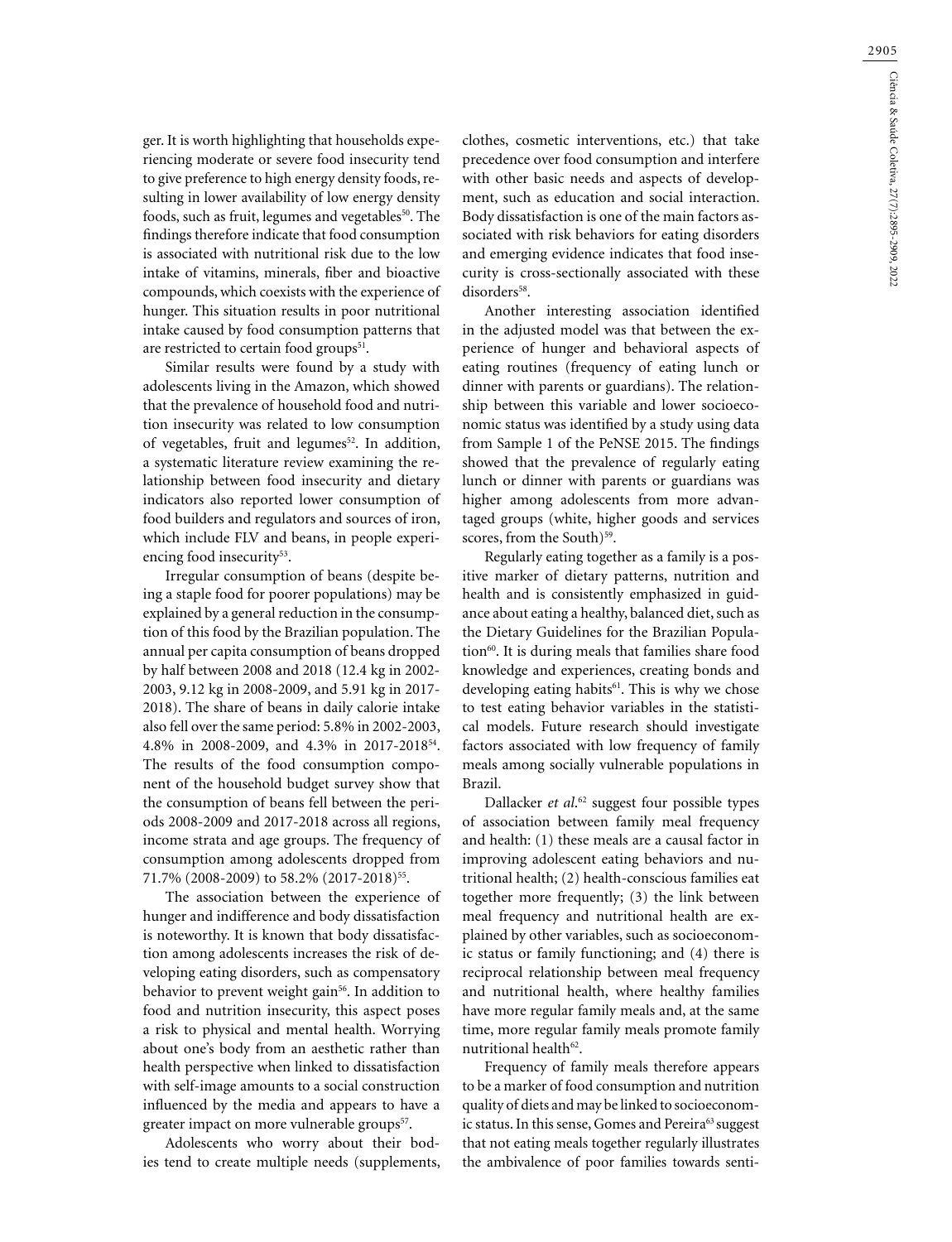ger. It is worth highlighting that households experiencing moderate or severe food insecurity tend to give preference to high energy density foods, resulting in lower availability of low energy density foods, such as fruit, legumes and vegetables[50]. The findings therefore indicate that food consumption is associated with nutritional risk due to the low intake of vitamins, minerals, fiber and bioactive compounds, which coexists with the experience of hunger. This situation results in poor nutritional intake caused by food consumption patterns that are restricted to certain food groups[51].

Similar results were found by a study with adolescents living in the Amazon, which showed that the prevalence of household food and nutrition insecurity was related to low consumption of vegetables, fruit and legumes[52]. In addition, a systematic literature review examining the relationship between food insecurity and dietary indicators also reported lower consumption of food builders and regulators and sources of iron, which include FLV and beans, in people experiencing food insecurity[53].

Irregular consumption of beans (despite being a staple food for poorer populations) may be explained by a general reduction in the consumption of this food by the Brazilian population. The annual per capita consumption of beans dropped by half between 2008 and 2018 (12.4 kg in 2002-2003, 9.12 kg in 2008-2009, and 5.91 kg in 2017-2018). The share of beans in daily calorie intake also fell over the same period: 5.8% in 2002-2003, 4.8% in 2008-2009, and 4.3% in 2017-2018[54]. The results of the food consumption component of the household budget survey show that the consumption of beans fell between the periods 2008-2009 and 2017-2018 across all regions, income strata and age groups. The frequency of consumption among adolescents dropped from 71.7% (2008-2009) to 58.2% (2017-2018)[55].

The association between the experience of hunger and indifference and body dissatisfaction is noteworthy. It is known that body dissatisfaction among adolescents increases the risk of developing eating disorders, such as compensatory behavior to prevent weight gain[56]. In addition to food and nutrition insecurity, this aspect poses a risk to physical and mental health. Worrying about one's body from an aesthetic rather than health perspective when linked to dissatisfaction with self-image amounts to a social construction influenced by the media and appears to have a greater impact on more vulnerable groups[57].

Adolescents who worry about their bodies tend to create multiple needs (supplements, clothes, cosmetic interventions, etc.) that take precedence over food consumption and interfere with other basic needs and aspects of development, such as education and social interaction. Body dissatisfaction is one of the main factors associated with risk behaviors for eating disorders and emerging evidence indicates that food insecurity is cross-sectionally associated with these disorders[58].

Another interesting association identified in the adjusted model was that between the experience of hunger and behavioral aspects of eating routines (frequency of eating lunch or dinner with parents or guardians). The relationship between this variable and lower socioeconomic status was identified by a study using data from Sample 1 of the PeNSE 2015. The findings showed that the prevalence of regularly eating lunch or dinner with parents or guardians was higher among adolescents from more advantaged groups (white, higher goods and services scores, from the South)[59].

Regularly eating together as a family is a positive marker of dietary patterns, nutrition and health and is consistently emphasized in guidance about eating a healthy, balanced diet, such as the Dietary Guidelines for the Brazilian Population[60]. It is during meals that families share food knowledge and experiences, creating bonds and developing eating habits[61]. This is why we chose to test eating behavior variables in the statistical models. Future research should investigate factors associated with low frequency of family meals among socially vulnerable populations in Brazil.

Dallacker *et al.*[62] suggest four possible types of association between family meal frequency and health: (1) these meals are a causal factor in improving adolescent eating behaviors and nutritional health; (2) health-conscious families eat together more frequently; (3) the link between meal frequency and nutritional health are explained by other variables, such as socioeconomic status or family functioning; and (4) there is reciprocal relationship between meal frequency and nutritional health, where healthy families have more regular family meals and, at the same time, more regular family meals promote family nutritional health[62].

Frequency of family meals therefore appears to be a marker of food consumption and nutrition quality of diets and may be linked to socioeconomic status. In this sense, Gomes and Pereira[63] suggest that not eating meals together regularly illustrates the ambivalence of poor families towards senti-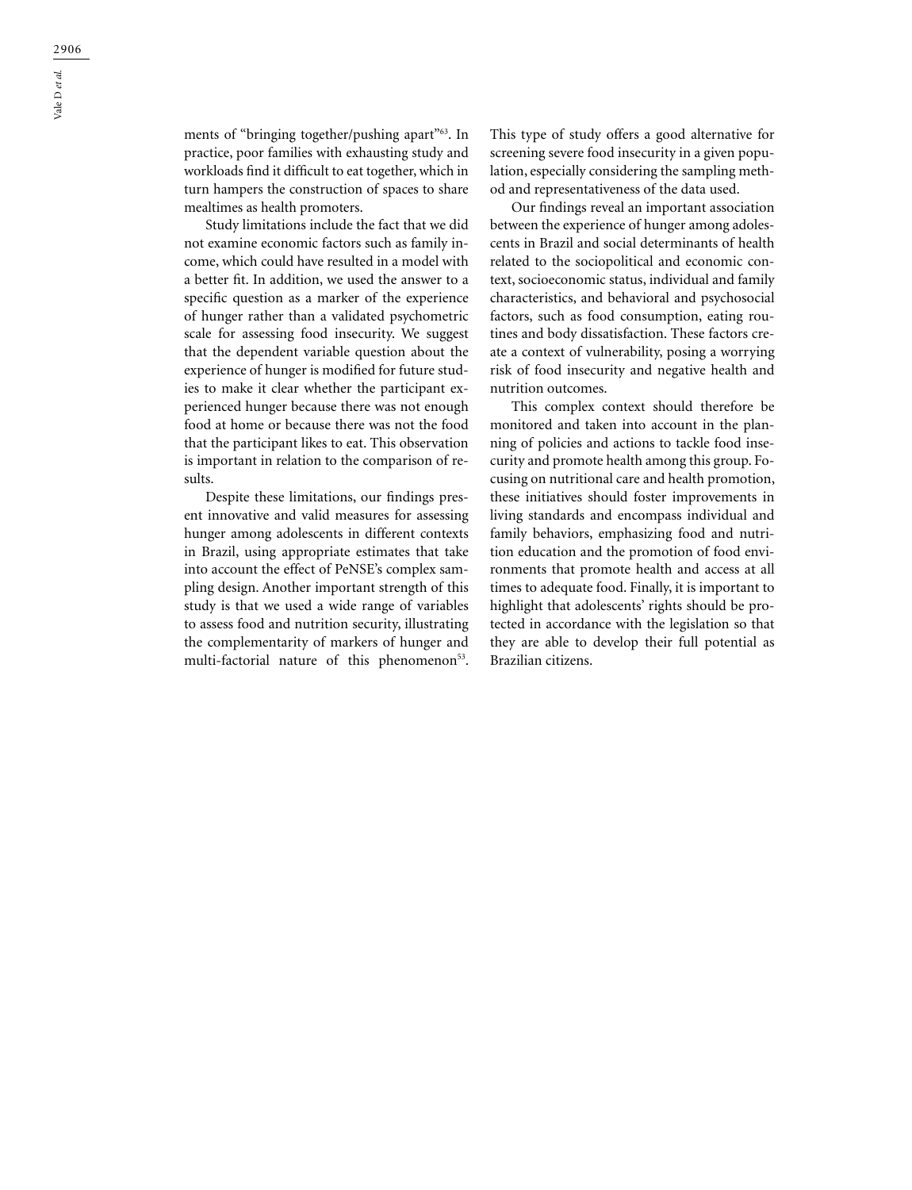ments of "bringing together/pushing apart"[63]. In practice, poor families with exhausting study and workloads find it difficult to eat together, which in turn hampers the construction of spaces to share mealtimes as health promoters.

Study limitations include the fact that we did not examine economic factors such as family income, which could have resulted in a model with a better fit. In addition, we used the answer to a specific question as a marker of the experience of hunger rather than a validated psychometric scale for assessing food insecurity. We suggest that the dependent variable question about the experience of hunger is modified for future studies to make it clear whether the participant experienced hunger because there was not enough food at home or because there was not the food that the participant likes to eat. This observation is important in relation to the comparison of results.

Despite these limitations, our findings present innovative and valid measures for assessing hunger among adolescents in different contexts in Brazil, using appropriate estimates that take into account the effect of PeNSE's complex sampling design. Another important strength of this study is that we used a wide range of variables to assess food and nutrition security, illustrating the complementarity of markers of hunger and multi-factorial nature of this phenomenon[53]. This type of study offers a good alternative for screening severe food insecurity in a given population, especially considering the sampling method and representativeness of the data used.

Our findings reveal an important association between the experience of hunger among adolescents in Brazil and social determinants of health related to the sociopolitical and economic context, socioeconomic status, individual and family characteristics, and behavioral and psychosocial factors, such as food consumption, eating routines and body dissatisfaction. These factors create a context of vulnerability, posing a worrying risk of food insecurity and negative health and nutrition outcomes.

This complex context should therefore be monitored and taken into account in the planning of policies and actions to tackle food insecurity and promote health among this group. Focusing on nutritional care and health promotion, these initiatives should foster improvements in living standards and encompass individual and family behaviors, emphasizing food and nutrition education and the promotion of food environments that promote health and access at all times to adequate food. Finally, it is important to highlight that adolescents' rights should be protected in accordance with the legislation so that they are able to develop their full potential as Brazilian citizens.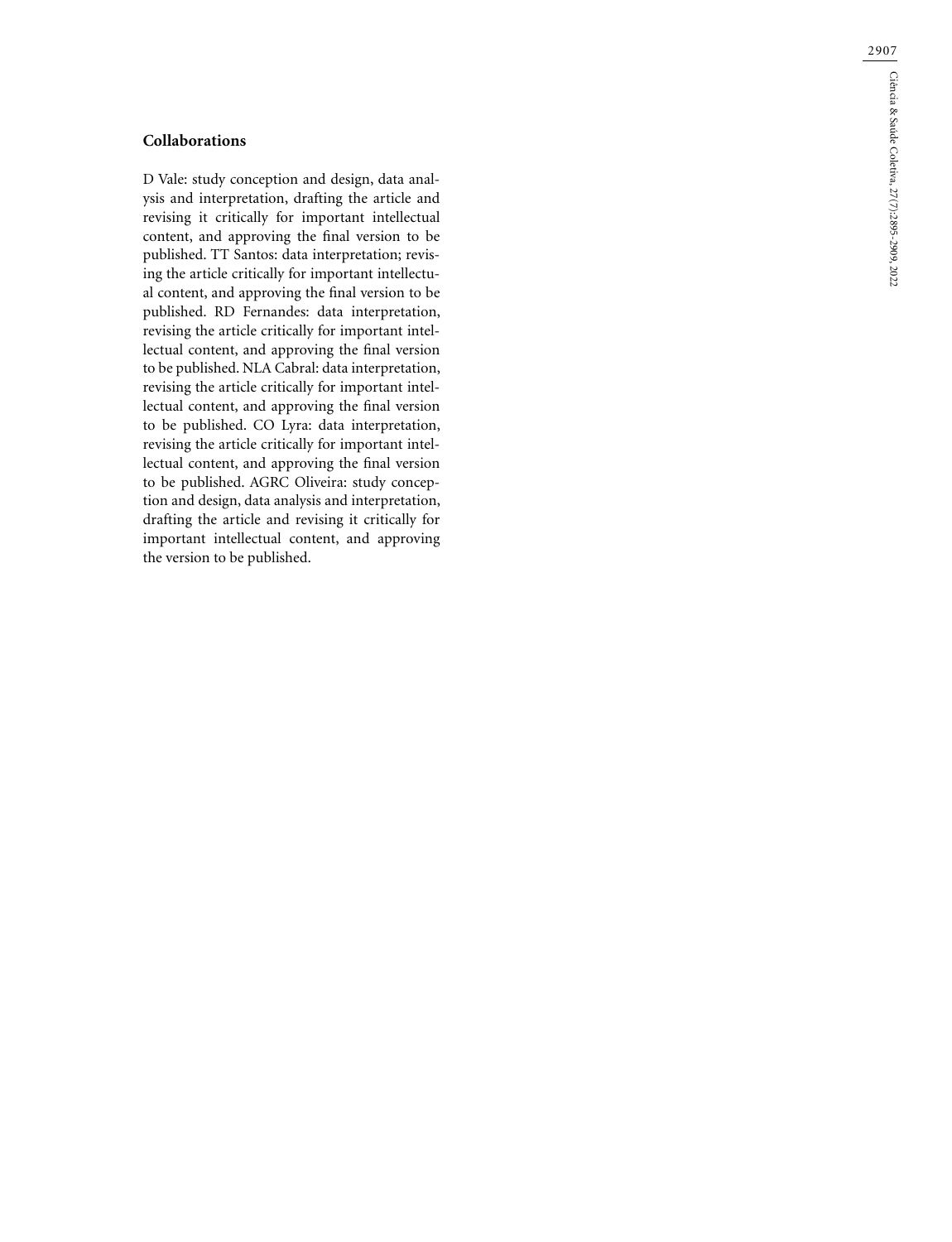## Collaborations

D Vale: study conception and design, data analysis and interpretation, drafting the article and revising it critically for important intellectual content, and approving the final version to be published. TT Santos: data interpretation; revising the article critically for important intellectual content, and approving the final version to be published. RD Fernandes: data interpretation, revising the article critically for important intellectual content, and approving the final version to be published. NLA Cabral: data interpretation, revising the article critically for important intellectual content, and approving the final version to be published. CO Lyra: data interpretation, revising the article critically for important intellectual content, and approving the final version to be published. AGRC Oliveira: study conception and design, data analysis and interpretation, drafting the article and revising it critically for important intellectual content, and approving the version to be published.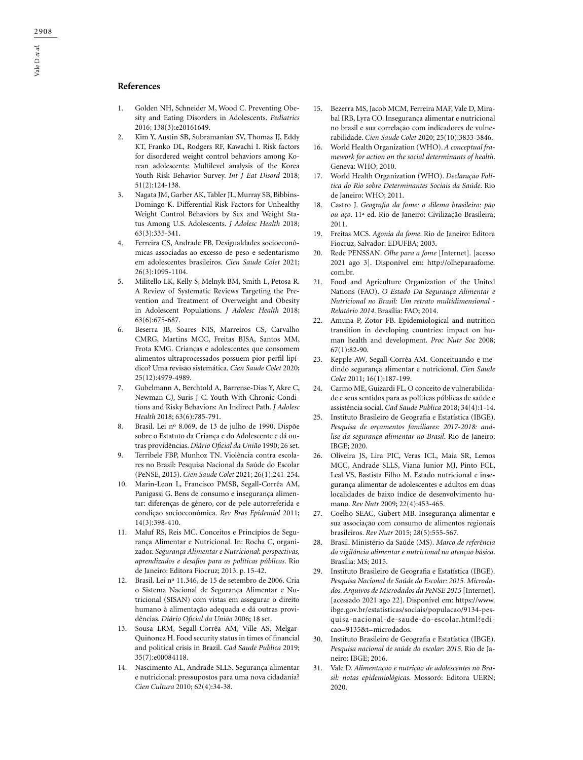## References

1. Golden NH, Schneider M, Wood C. Preventing Obesity and Eating Disorders in Adolescents. *Pediatrics* 2016; 138(3):e20161649.
2. Kim Y, Austin SB, Subramanian SV, Thomas JJ, Eddy KT, Franko DL, Rodgers RF, Kawachi I. Risk factors for disordered weight control behaviors among Korean adolescents: Multilevel analysis of the Korea Youth Risk Behavior Survey. *Int J Eat Disord* 2018; 51(2):124-138.
3. Nagata JM, Garber AK, Tabler JL, Murray SB, Bibbins-Domingo K. Differential Risk Factors for Unhealthy Weight Control Behaviors by Sex and Weight Status Among U.S. Adolescents. *J Adolesc Health* 2018; 63(3):335-341.
4. Ferreira CS, Andrade FB. Desigualdades socioeconômicas associadas ao excesso de peso e sedentarismo em adolescentes brasileiros. *Cien Saude Colet* 2021; 26(3):1095-1104.
5. Militello LK, Kelly S, Melnyk BM, Smith L, Petosa R. A Review of Systematic Reviews Targeting the Prevention and Treatment of Overweight and Obesity in Adolescent Populations. *J Adolesc Health* 2018; 63(6):675-687.
6. Beserra JB, Soares NIS, Marreiros CS, Carvalho CMRG, Martins MCC, Freitas BJSA, Santos MM, Frota KMG. Crianças e adolescentes que consomem alimentos ultraprocessados possuem pior perfil lipídico? Uma revisão sistemática. *Cien Saude Colet* 2020; 25(12):4979-4989.
7. Gubelmann A, Berchtold A, Barrense-Dias Y, Akre C, Newman CJ, Suris J-C. Youth With Chronic Conditions and Risky Behaviors: An Indirect Path. *J Adolesc Health* 2018; 63(6):785-791.
8. Brasil. Lei nº 8.069, de 13 de julho de 1990. Dispõe sobre o Estatuto da Criança e do Adolescente e dá outras providências. *Diário Oficial da União* 1990; 26 set.
9. Terribele FBP, Munhoz TN. Violência contra escolares no Brasil: Pesquisa Nacional da Saúde do Escolar (PeNSE, 2015). *Cien Saude Colet* 2021; 26(1):241-254.
10. Marin-Leon L, Francisco PMSB, Segall-Corrêa AM, Panigassi G. Bens de consumo e insegurança alimentar: diferenças de gênero, cor de pele autorreferida e condição socioeconômica. *Rev Bras Epidemiol* 2011; 14(3):398-410.
11. Maluf RS, Reis MC. Conceitos e Princípios de Segurança Alimentar e Nutricional. In: Rocha C, organizador. *Segurança Alimentar e Nutricional: perspectivas, aprendizados e desafios para as políticas públicas*. Rio de Janeiro: Editora Fiocruz; 2013. p. 15-42.
12. Brasil. Lei nº 11.346, de 15 de setembro de 2006. Cria o Sistema Nacional de Segurança Alimentar e Nutricional (SISAN) com vistas em assegurar o direito humano à alimentação adequada e dá outras providências. *Diário Oficial da União* 2006; 18 set.
13. Sousa LRM, Segall-Corrêa AM, Ville AS, Melgar-Quiñonez H. Food security status in times of financial and political crisis in Brazil. *Cad Saude Publica* 2019; 35(7):e00084118.
14. Nascimento AL, Andrade SLLS. Segurança alimentar e nutricional: pressupostos para uma nova cidadania? *Cien Cultura* 2010; 62(4):34-38.
15. Bezerra MS, Jacob MCM, Ferreira MAF, Vale D, Mirabal IRB, Lyra CO. Insegurança alimentar e nutricional no brasil e sua correlação com indicadores de vulnerabilidade. *Cien Saude Colet* 2020; 25(10):3833-3846.
16. World Health Organization (WHO). *A conceptual framework for action on the social determinants of health*. Geneva: WHO; 2010.
17. World Health Organization (WHO). *Declaração Política do Rio sobre Determinantes Sociais da Saúde*. Rio de Janeiro: WHO; 2011.
18. Castro J. *Geografia da fome: o dilema brasileiro: pão ou aço*. 11ª ed. Rio de Janeiro: Civilização Brasileira; 2011.
19. Freitas MCS. *Agonia da fome*. Rio de Janeiro: Editora Fiocruz, Salvador: EDUFBA; 2003.
20. Rede PENSSAN. *Olhe para a fome* [Internet]. [acesso 2021 ago 3]. Disponível em: http://olheparaafome.com.br.
21. Food and Agriculture Organization of the United Nations (FAO). *O Estado Da Segurança Alimentar e Nutricional no Brasil: Um retrato multidimensional - Relatório 2014*. Brasília: FAO; 2014.
22. Amuna P, Zotor FB. Epidemiological and nutrition transition in developing countries: impact on human health and development. *Proc Nutr Soc* 2008; 67(1):82-90.
23. Kepple AW, Segall-Corrêa AM. Conceituando e medindo segurança alimentar e nutricional. *Cien Saude Colet* 2011; 16(1):187-199.
24. Carmo ME, Guizardi FL. O conceito de vulnerabilidade e seus sentidos para as políticas públicas de saúde e assistência social. *Cad Saude Publica* 2018; 34(4):1-14.
25. Instituto Brasileiro de Geografia e Estatística (IBGE). *Pesquisa de orçamentos familiares: 2017-2018: análise da segurança alimentar no Brasil*. Rio de Janeiro: IBGE; 2020.
26. Oliveira JS, Lira PIC, Veras ICL, Maia SR, Lemos MCC, Andrade SLLS, Viana Junior MJ, Pinto FCL, Leal VS, Bastista Filho M. Estado nutricional e insegurança alimentar de adolescentes e adultos em duas localidades de baixo índice de desenvolvimento humano. *Rev Nutr* 2009; 22(4):453-465.
27. Coelho SEAC, Gubert MB. Insegurança alimentar e sua associação com consumo de alimentos regionais brasileiros. *Rev Nutr* 2015; 28(5):555-567.
28. Brasil. Ministério da Saúde (MS). *Marco de referência da vigilância alimentar e nutricional na atenção básica*. Brasília: MS; 2015.
29. Instituto Brasileiro de Geografia e Estatística (IBGE). *Pesquisa Nacional de Saúde do Escolar: 2015. Microdados. Arquivos de Microdados da PeNSE 2015* [Internet]. [acessado 2021 ago 22]. Disponível em: https://www.ibge.gov.br/estatisticas/sociais/populacao/9134-pesquisa-nacional-de-saude-do-escolar.html?edicao=9135&t=microdados.
30. Instituto Brasileiro de Geografia e Estatística (IBGE). *Pesquisa nacional de saúde do escolar: 2015*. Rio de Janeiro: IBGE; 2016.
31. Vale D. *Alimentação e nutrição de adolescentes no Brasil: notas epidemiológicas*. Mossoró: Editora UERN; 2020.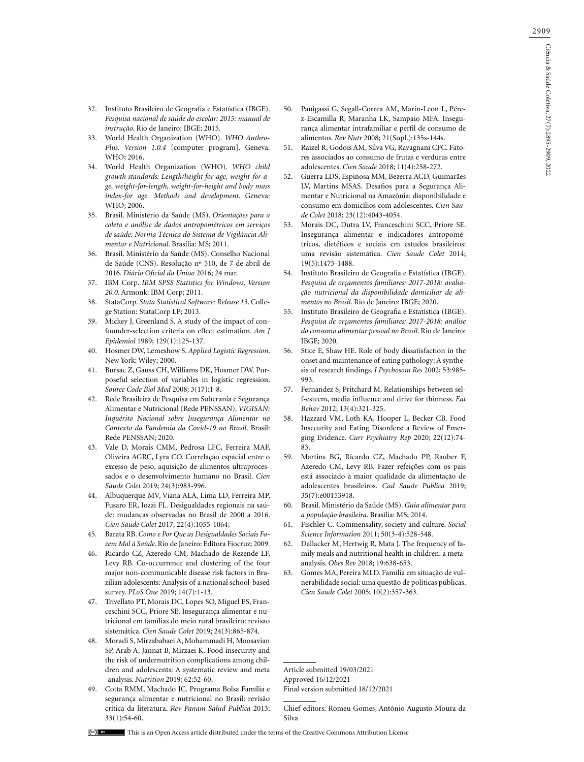32. Instituto Brasileiro de Geografia e Estatística (IBGE). *Pesquisa nacional de saúde do escolar: 2015: manual de instrução*. Rio de Janeiro: IBGE; 2015.
33. World Health Organization (WHO). *WHO Anthro-Plus. Version 1.0.4* [computer program]. Geneva: WHO; 2016.
34. World Health Organization (WHO). *WHO child growth standards: Length/height for-age, weight-for-age, weight-for-length, weight-for-height and body mass index-for age. Methods and development*. Geneva: WHO; 2006.
35. Brasil. Ministério da Saúde (MS). *Orientações para a coleta e análise de dados antropométricos em serviços de saúde: Norma Técnica do Sistema de Vigilância Alimentar e Nutricional*. Brasília: MS; 2011.
36. Brasil. Ministério da Saúde (MS). Conselho Nacional de Saúde (CNS). Resolução nº 510, de 7 de abril de 2016. *Diário Oficial da União* 2016; 24 mar.
37. IBM Corp. *IBM SPSS Statistics for Windows, Version 20.0*. Armonk: IBM Corp; 2011.
38. StataCorp. *Stata Statistical Software: Release 13*. College Station: StataCorp LP; 2013.
39. Mickey J, Greenland S. A study of the impact of confounder-selection criteria on effect estimation. *Am J Epidemiol* 1989; 129(1):125-137.
40. Hosmer DW, Lemeshow S. *Applied Logistic Regression*. New York: Wiley; 2000.
41. Bursac Z, Gauss CH, Williams DK, Hosmer DW. Purposeful selection of variables in logistic regression. *Source Code Biol Med* 2008; 3(17):1-8.
42. Rede Brasileira de Pesquisa em Soberania e Segurança Alimentar e Nutricional (Rede PENSSAN). *VIGISAN: Inquérito Nacional sobre Insegurança Alimentar no Contexto da Pandemia da Covid-19 no Brasil*. Brasil: Rede PENSSAN; 2020.
43. Vale D, Morais CMM, Pedrosa LFC, Ferreira MAF, Oliveira AGRC, Lyra CO. Correlação espacial entre o excesso de peso, aquisição de alimentos ultraprocessados e o desenvolvimento humano no Brasil. *Cien Saude Colet* 2019; 24(3):983-996.
44. Albuquerque MV, Viana ALÁ, Lima LD, Ferreira MP, Fusaro ER, Iozzi FL. Desigualdades regionais na saúde: mudanças observadas no Brasil de 2000 a 2016. *Cien Saude Colet* 2017; 22(4):1055-1064;
45. Barata RB. *Como e Por Que as Desigualdades Sociais Fazem Mal à Saúde*. Rio de Janeiro: Editora Fiocruz; 2009.
46. Ricardo CZ, Azeredo CM, Machado de Rezende LF, Levy RB. Co-occurrence and clustering of the four major non-communicable disease risk factors in Brazilian adolescents: Analysis of a national school-based survey. *PLoS One* 2019; 14(7):1-13.
47. Trivellato PT, Morais DC, Lopes SO, Miguel ES, Franceschini SCC, Priore SE. Insegurança alimentar e nutricional em famílias do meio rural brasileiro: revisão sistemática. *Cien Saude Colet* 2019; 24(3):865-874.
48. Moradi S, Mirzababaei A, Mohammadi H, Moosavian SP, Arab A, Jannat B, Mirzaei K. Food insecurity and the risk of undernutrition complications among children and adolescents: A systematic review and meta-analysis. *Nutrition* 2019; 62:52-60.
49. Cotta RMM, Machado JC. Programa Bolsa Família e segurança alimentar e nutricional no Brasil: revisão crítica da literatura. *Rev Panam Salud Publica* 2013; 33(1):54-60.
50. Panigassi G, Segall-Correa AM, Marin-Leon L, Pérez-Escamilla R, Maranha LK, Sampaio MFA. Insegurança alimentar intrafamiliar e perfil de consumo de alimentos. *Rev Nutr* 2008; 21(Supl.):135s-144s.
51. Raizel R, Godois AM, Silva VG, Ravagnani CFC. Fatores associados ao consumo de frutas e verduras entre adolescentes. *Cien Saude* 2018; 11(4):258-272.
52. Guerra LDS, Espinosa MM, Bezerra ACD, Guimarães LV, Martins MSAS. Desafios para a Segurança Alimentar e Nutricional na Amazônia: disponibilidade e consumo em domicílios com adolescentes. *Cien Saude Colet* 2018; 23(12):4043-4054.
53. Morais DC, Dutra LV, Franceschini SCC, Priore SE. Insegurança alimentar e indicadores antropométricos, dietéticos e sociais em estudos brasileiros: uma revisão sistemática. *Cien Saude Colet* 2014; 19(5):1475-1488.
54. Instituto Brasileiro de Geografia e Estatística (IBGE). *Pesquisa de orçamentos familiares: 2017-2018: avaliação nutricional da disponibilidade domiciliar de alimentos no Brasil*. Rio de Janeiro: IBGE; 2020.
55. Instituto Brasileiro de Geografia e Estatística (IBGE). *Pesquisa de orçamentos familiares: 2017-2018: análise do consumo alimentar pessoal no Brasil*. Rio de Janeiro: IBGE; 2020.
56. Stice E, Shaw HE. Role of body dissatisfaction in the onset and maintenance of eating pathology: A synthesis of research findings. *J Psychosom Res* 2002; 53:985-993.
57. Fernandez S, Pritchard M. Relationships between self-esteem, media influence and drive for thinness. *Eat Behav* 2012; 13(4):321-325.
58. Hazzard VM, Loth KA, Hooper L, Becker CB. Food Insecurity and Eating Disorders: a Review of Emerging Evidence. *Curr Psychiatry Rep* 2020; 22(12):74-83.
59. Martins BG, Ricardo CZ, Machado PP, Rauber F, Azeredo CM, Levy RB. Fazer refeições com os pais está associado à maior qualidade da alimentação de adolescentes brasileiros. *Cad Saude Publica* 2019; 35(7):e00153918.
60. Brasil. Ministério da Saúde (MS). *Guia alimentar para a população brasileira*. Brasília: MS; 2014.
61. Fischler C. Commensality, society and culture. *Social Science Information* 2011; 50(3-4):528-548.
62. Dallacker M, Hertwig R, Mata J. The frequency of family meals and nutritional health in children: a meta-analysis. *Obes Rev* 2018; 19:638-653.
63. Gomes MA, Pereira MLD. Família em situação de vulnerabilidade social: uma questão de políticas públicas. *Cien Saude Colet* 2005; 10(2):357-363.

Article submitted 19/03/2021
Approved 16/12/2021
Final version submitted 18/12/2021

Chief editors: Romeu Gomes, Antônio Augusto Moura da Silva

This is an Open Access article distributed under the terms of the Creative Commons Attribution License